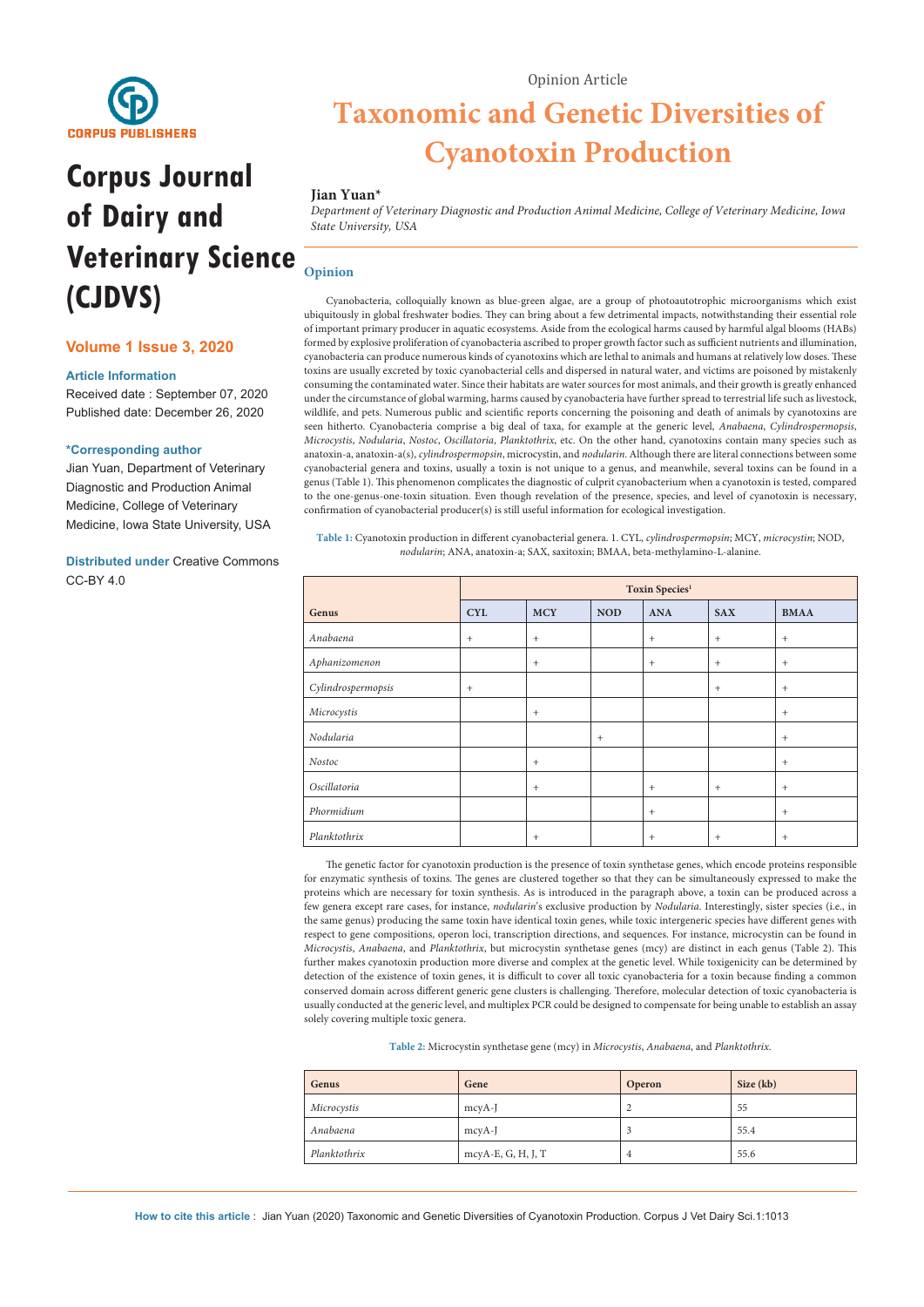Opinion Article

# Taxonomic and Genetic Diversities of Cyanotoxin Production

**Jian Yuan***

*Department of Veterinary Diagnostic and Production Animal Medicine, College of Veterinary Medicine, Iowa State University, USA*

**Corpus Journal of Dairy and Veterinary Science (CJDVS)**

**Volume 1 Issue 3, 2020**

**Article Information**

Received date : September 07, 2020
Published date: December 26, 2020

**\*Corresponding author**

Jian Yuan, Department of Veterinary Diagnostic and Production Animal Medicine, College of Veterinary Medicine, Iowa State University, USA

**Distributed under** Creative Commons CC-BY 4.0

## Opinion

Cyanobacteria, colloquially known as blue-green algae, are a group of photoautotrophic microorganisms which exist ubiquitously in global freshwater bodies. They can bring about a few detrimental impacts, notwithstanding their essential role of important primary producer in aquatic ecosystems. Aside from the ecological harms caused by harmful algal blooms (HABs) formed by explosive proliferation of cyanobacteria ascribed to proper growth factor such as sufficient nutrients and illumination, cyanobacteria can produce numerous kinds of cyanotoxins which are lethal to animals and humans at relatively low doses. These toxins are usually excreted by toxic cyanobacterial cells and dispersed in natural water, and victims are poisoned by mistakenly consuming the contaminated water. Since their habitats are water sources for most animals, and their growth is greatly enhanced under the circumstance of global warming, harms caused by cyanobacteria have further spread to terrestrial life such as livestock, wildlife, and pets. Numerous public and scientific reports concerning the poisoning and death of animals by cyanotoxins are seen hitherto. Cyanobacteria comprise a big deal of taxa, for example at the generic level, *Anabaena*, *Cylindrospermopsis*, *Microcystis*, *Nodularia*, *Nostoc*, *Oscillatoria*, *Planktothrix*, etc. On the other hand, cyanotoxins contain many species such as anatoxin-a, anatoxin-a(s), *cylindrospermopsin*, microcystin, and *nodularin*. Although there are literal connections between some cyanobacterial genera and toxins, usually a toxin is not unique to a genus, and meanwhile, several toxins can be found in a genus (Table 1). This phenomenon complicates the diagnostic of culprit cyanobacterium when a cyanotoxin is tested, compared to the one-genus-one-toxin situation. Even though revelation of the presence, species, and level of cyanotoxin is necessary, confirmation of cyanobacterial producer(s) is still useful information for ecological investigation.

**Table 1:** Cyanotoxin production in different cyanobacterial genera. 1. CYL, *cylindrospermopsin*; MCY, *microcystin*; NOD, *nodularin*; ANA, anatoxin-a; SAX, saxitoxin; BMAA, beta-methylamino-L-alanine.

| Genus | Toxin Species[1] | | | | | |
|---|---|---|---|---|---|---|
| | CYL | MCY | NOD | ANA | SAX | BMAA |
| *Anabaena* | + | + | | + | + | + |
| *Aphanizomenon* | | + | | + | + | + |
| *Cylindrospermopsis* | + | | | | + | + |
| *Microcystis* | | + | | | | + |
| *Nodularia* | | | + | | | + |
| *Nostoc* | | + | | | | + |
| *Oscillatoria* | | + | | + | + | + |
| *Phormidium* | | | | + | | + |
| *Planktothrix* | | + | | + | + | + |

The genetic factor for cyanotoxin production is the presence of toxin synthetase genes, which encode proteins responsible for enzymatic synthesis of toxins. The genes are clustered together so that they can be simultaneously expressed to make the proteins which are necessary for toxin synthesis. As is introduced in the paragraph above, a toxin can be produced across a few genera except rare cases, for instance, *nodularin*'s exclusive production by *Nodularia*. Interestingly, sister species (i.e., in the same genus) producing the same toxin have identical toxin genes, while toxic intergeneric species have different genes with respect to gene compositions, operon loci, transcription directions, and sequences. For instance, microcystin can be found in *Microcystis*, *Anabaena*, and *Planktothrix*, but microcystin synthetase genes (mcy) are distinct in each genus (Table 2). This further makes cyanotoxin production more diverse and complex at the genetic level. While toxigenicity can be determined by detection of the existence of toxin genes, it is difficult to cover all toxic cyanobacteria for a toxin because finding a common conserved domain across different generic gene clusters is challenging. Therefore, molecular detection of toxic cyanobacteria is usually conducted at the generic level, and multiplex PCR could be designed to compensate for being unable to establish an assay solely covering multiple toxic genera.

**Table 2:** Microcystin synthetase gene (mcy) in *Microcystis*, *Anabaena*, and *Planktothrix*.

| Genus | Gene | Operon | Size (kb) |
|---|---|---|---|
| *Microcystis* | mcyA-J | 2 | 55 |
| *Anabaena* | mcyA-J | 3 | 55.4 |
| *Planktothrix* | mcyA-E, G, H, J, T | 4 | 55.6 |

**How to cite this article :** Jian Yuan (2020) Taxonomic and Genetic Diversities of Cyanotoxin Production. Corpus J Vet Dairy Sci.1:1013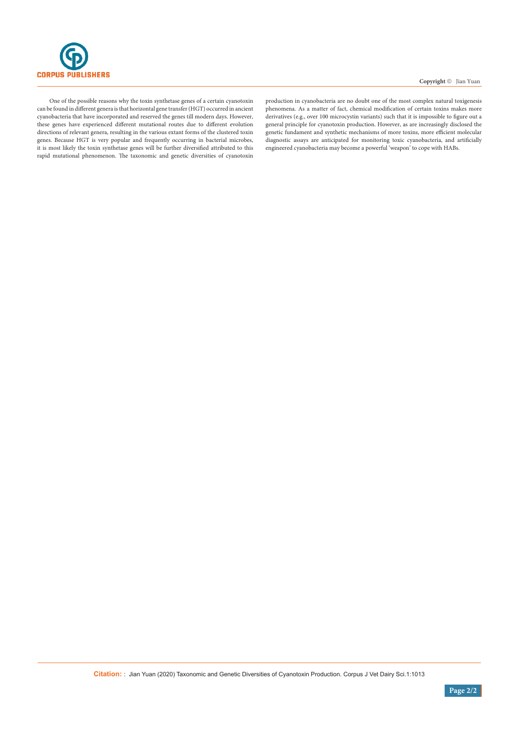One of the possible reasons why the toxin synthetase genes of a certain cyanotoxin can be found in different genera is that horizontal gene transfer (HGT) occurred in ancient cyanobacteria that have incorporated and reserved the genes till modern days. However, these genes have experienced different mutational routes due to different evolution directions of relevant genera, resulting in the various extant forms of the clustered toxin genes. Because HGT is very popular and frequently occurring in bacterial microbes, it is most likely the toxin synthetase genes will be further diversified attributed to this rapid mutational phenomenon. The taxonomic and genetic diversities of cyanotoxin production in cyanobacteria are no doubt one of the most complex natural toxigenesis phenomena. As a matter of fact, chemical modification of certain toxins makes more derivatives (e.g., over 100 microcystin variants) such that it is impossible to figure out a general principle for cyanotoxin production. However, as are increasingly disclosed the genetic fundament and synthetic mechanisms of more toxins, more efficient molecular diagnostic assays are anticipated for monitoring toxic cyanobacteria, and artificially engineered cyanobacteria may become a powerful 'weapon' to cope with HABs.